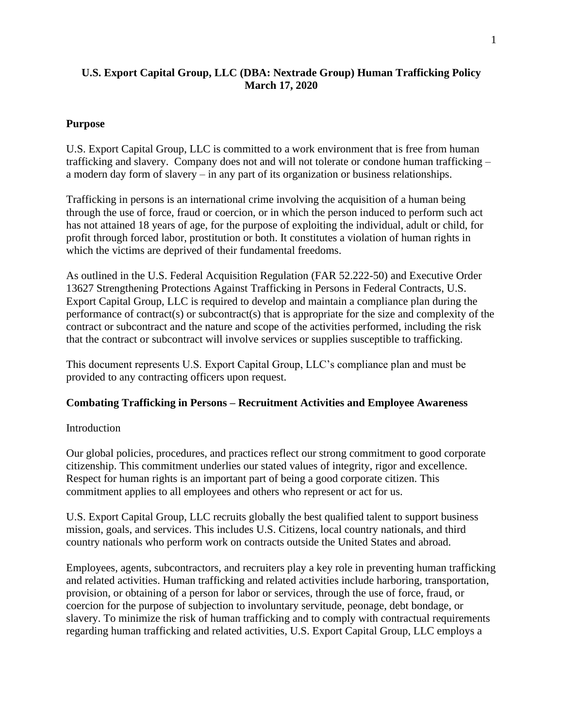# U.S. Export Capital Group, LLC (DBA: Nextrade Group) Human Trafficking Policy March 17, 2020

## Purpose

U.S. Export Capital Group, LLC is committed to a work environment that is free from human trafficking and slavery. Company does not and will not tolerate or condone human trafficking – a modern day form of slavery – in any part of its organization or business relationships.

Trafficking in persons is an international crime involving the acquisition of a human being through the use of force, fraud or coercion, or in which the person induced to perform such act has not attained 18 years of age, for the purpose of exploiting the individual, adult or child, for profit through forced labor, prostitution or both. It constitutes a violation of human rights in which the victims are deprived of their fundamental freedoms.

As outlined in the U.S. Federal Acquisition Regulation (FAR 52.222-50) and Executive Order 13627 Strengthening Protections Against Trafficking in Persons in Federal Contracts, U.S. Export Capital Group, LLC is required to develop and maintain a compliance plan during the performance of contract(s) or subcontract(s) that is appropriate for the size and complexity of the contract or subcontract and the nature and scope of the activities performed, including the risk that the contract or subcontract will involve services or supplies susceptible to trafficking.

This document represents U.S. Export Capital Group, LLC's compliance plan and must be provided to any contracting officers upon request.

## Combating Trafficking in Persons – Recruitment Activities and Employee Awareness

Introduction

Our global policies, procedures, and practices reflect our strong commitment to good corporate citizenship. This commitment underlies our stated values of integrity, rigor and excellence. Respect for human rights is an important part of being a good corporate citizen. This commitment applies to all employees and others who represent or act for us.

U.S. Export Capital Group, LLC recruits globally the best qualified talent to support business mission, goals, and services. This includes U.S. Citizens, local country nationals, and third country nationals who perform work on contracts outside the United States and abroad.

Employees, agents, subcontractors, and recruiters play a key role in preventing human trafficking and related activities. Human trafficking and related activities include harboring, transportation, provision, or obtaining of a person for labor or services, through the use of force, fraud, or coercion for the purpose of subjection to involuntary servitude, peonage, debt bondage, or slavery. To minimize the risk of human trafficking and to comply with contractual requirements regarding human trafficking and related activities, U.S. Export Capital Group, LLC employs a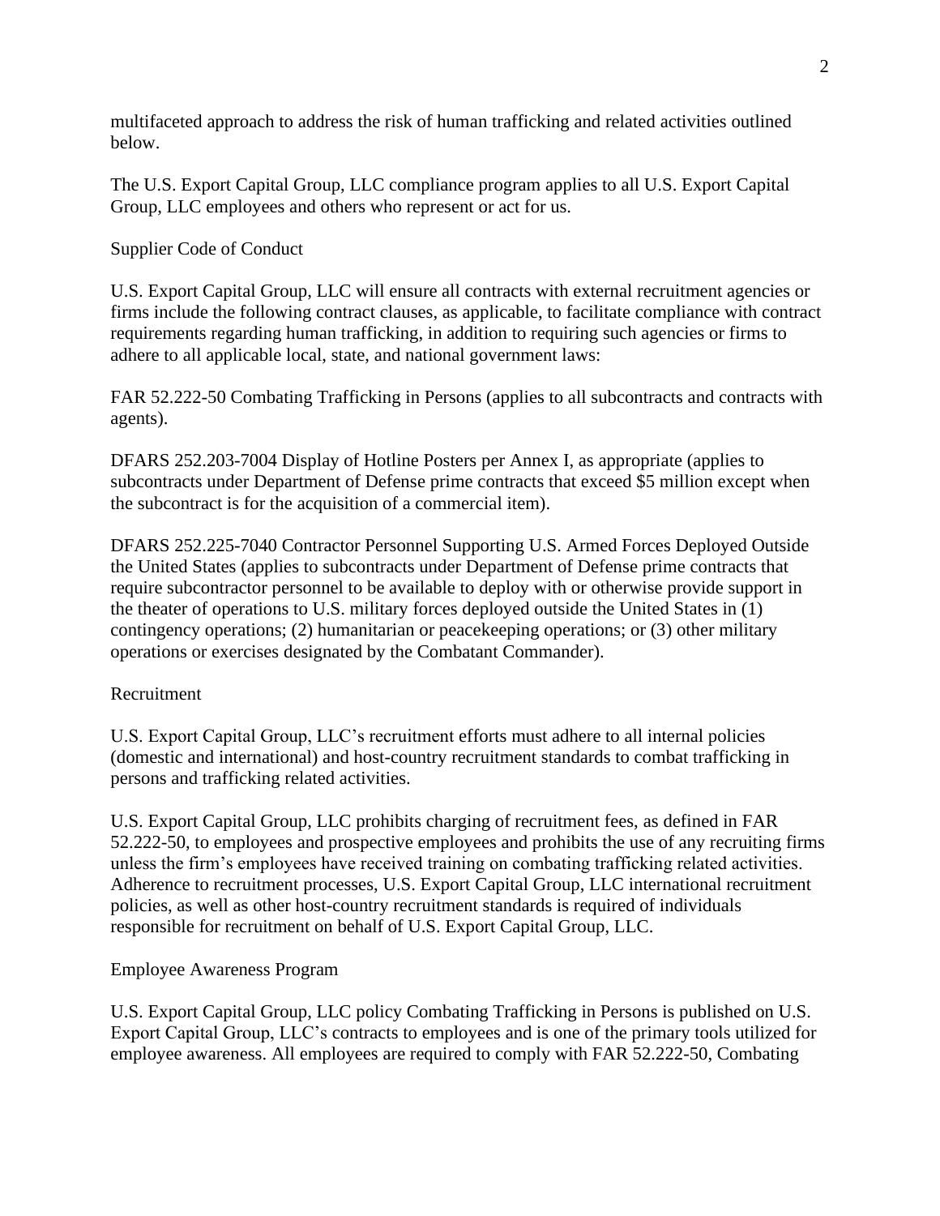multifaceted approach to address the risk of human trafficking and related activities outlined below.

The U.S. Export Capital Group, LLC compliance program applies to all U.S. Export Capital Group, LLC employees and others who represent or act for us.

## Supplier Code of Conduct

U.S. Export Capital Group, LLC will ensure all contracts with external recruitment agencies or firms include the following contract clauses, as applicable, to facilitate compliance with contract requirements regarding human trafficking, in addition to requiring such agencies or firms to adhere to all applicable local, state, and national government laws:

FAR 52.222-50 Combating Trafficking in Persons (applies to all subcontracts and contracts with agents).

DFARS 252.203-7004 Display of Hotline Posters per Annex I, as appropriate (applies to subcontracts under Department of Defense prime contracts that exceed $5 million except when the subcontract is for the acquisition of a commercial item).

DFARS 252.225-7040 Contractor Personnel Supporting U.S. Armed Forces Deployed Outside the United States (applies to subcontracts under Department of Defense prime contracts that require subcontractor personnel to be available to deploy with or otherwise provide support in the theater of operations to U.S. military forces deployed outside the United States in (1) contingency operations; (2) humanitarian or peacekeeping operations; or (3) other military operations or exercises designated by the Combatant Commander).

## Recruitment

U.S. Export Capital Group, LLC's recruitment efforts must adhere to all internal policies (domestic and international) and host-country recruitment standards to combat trafficking in persons and trafficking related activities.

U.S. Export Capital Group, LLC prohibits charging of recruitment fees, as defined in FAR 52.222-50, to employees and prospective employees and prohibits the use of any recruiting firms unless the firm's employees have received training on combating trafficking related activities. Adherence to recruitment processes, U.S. Export Capital Group, LLC international recruitment policies, as well as other host-country recruitment standards is required of individuals responsible for recruitment on behalf of U.S. Export Capital Group, LLC.

## Employee Awareness Program

U.S. Export Capital Group, LLC policy Combating Trafficking in Persons is published on U.S. Export Capital Group, LLC's contracts to employees and is one of the primary tools utilized for employee awareness. All employees are required to comply with FAR 52.222-50, Combating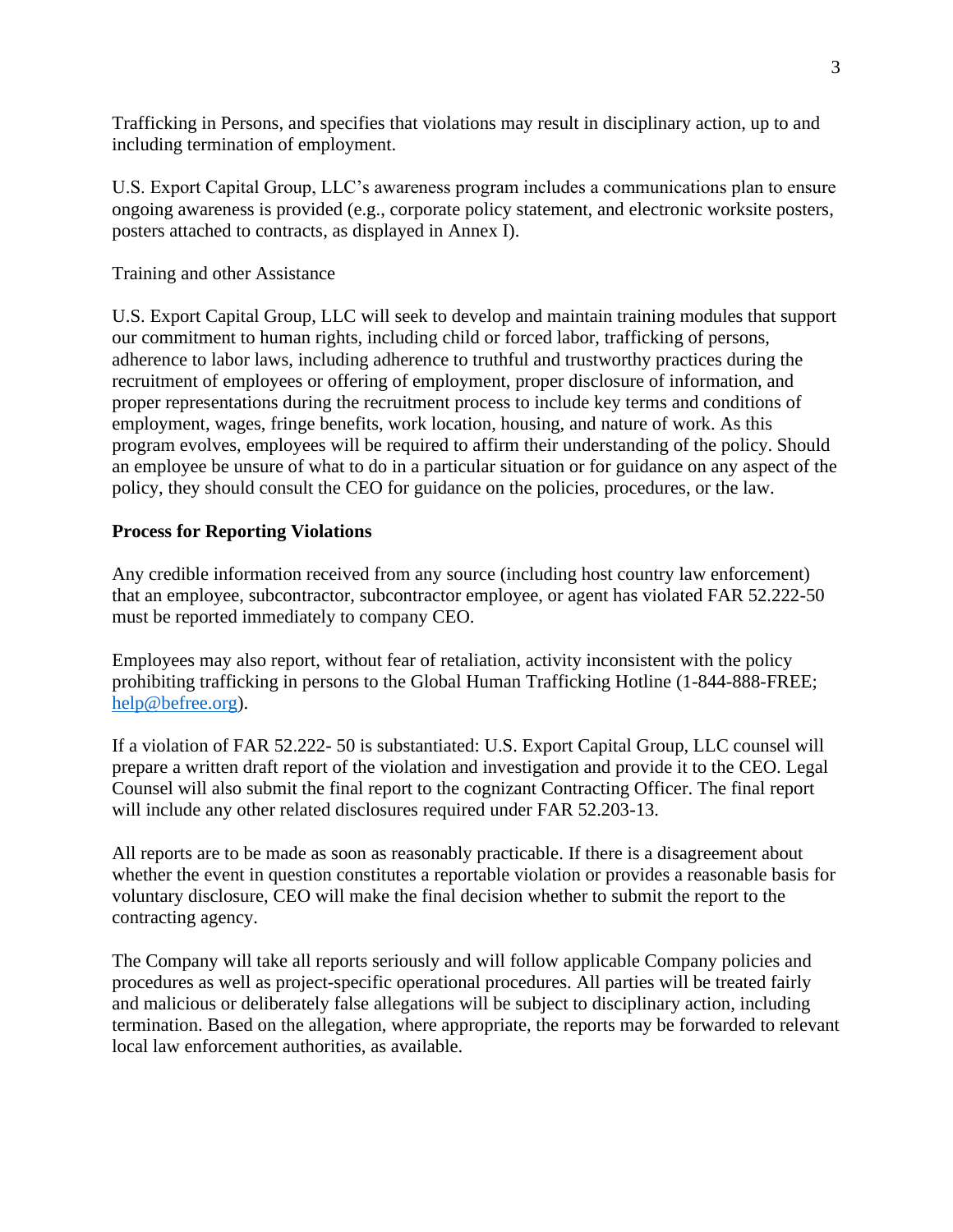Trafficking in Persons, and specifies that violations may result in disciplinary action, up to and including termination of employment.

U.S. Export Capital Group, LLC's awareness program includes a communications plan to ensure ongoing awareness is provided (e.g., corporate policy statement, and electronic worksite posters, posters attached to contracts, as displayed in Annex I).

Training and other Assistance

U.S. Export Capital Group, LLC will seek to develop and maintain training modules that support our commitment to human rights, including child or forced labor, trafficking of persons, adherence to labor laws, including adherence to truthful and trustworthy practices during the recruitment of employees or offering of employment, proper disclosure of information, and proper representations during the recruitment process to include key terms and conditions of employment, wages, fringe benefits, work location, housing, and nature of work. As this program evolves, employees will be required to affirm their understanding of the policy. Should an employee be unsure of what to do in a particular situation or for guidance on any aspect of the policy, they should consult the CEO for guidance on the policies, procedures, or the law.

**Process for Reporting Violations**

Any credible information received from any source (including host country law enforcement) that an employee, subcontractor, subcontractor employee, or agent has violated FAR 52.222-50 must be reported immediately to company CEO.

Employees may also report, without fear of retaliation, activity inconsistent with the policy prohibiting trafficking in persons to the Global Human Trafficking Hotline (1-844-888-FREE; help@befree.org).

If a violation of FAR 52.222- 50 is substantiated: U.S. Export Capital Group, LLC counsel will prepare a written draft report of the violation and investigation and provide it to the CEO. Legal Counsel will also submit the final report to the cognizant Contracting Officer. The final report will include any other related disclosures required under FAR 52.203-13.

All reports are to be made as soon as reasonably practicable. If there is a disagreement about whether the event in question constitutes a reportable violation or provides a reasonable basis for voluntary disclosure, CEO will make the final decision whether to submit the report to the contracting agency.

The Company will take all reports seriously and will follow applicable Company policies and procedures as well as project-specific operational procedures. All parties will be treated fairly and malicious or deliberately false allegations will be subject to disciplinary action, including termination. Based on the allegation, where appropriate, the reports may be forwarded to relevant local law enforcement authorities, as available.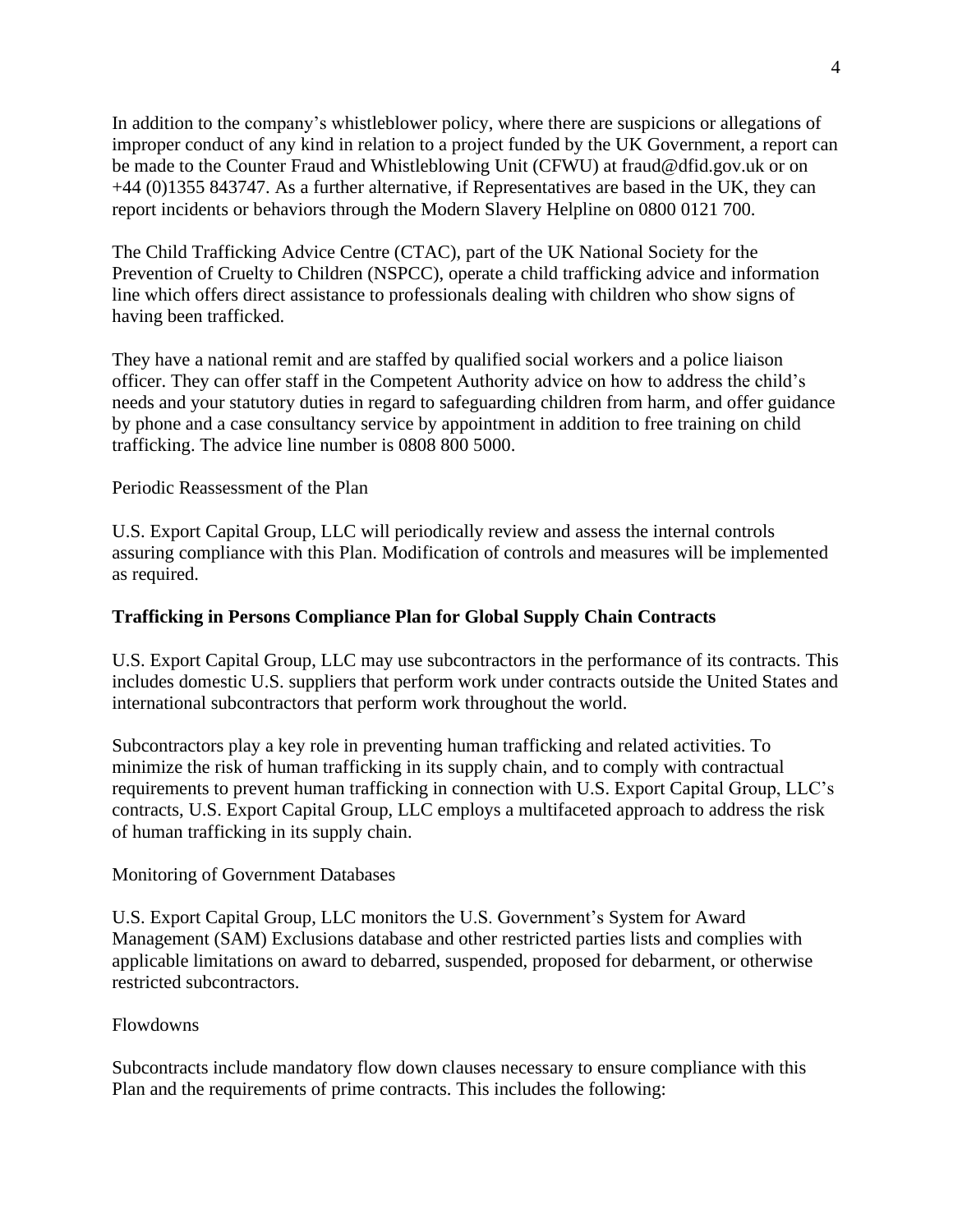In addition to the company's whistleblower policy, where there are suspicions or allegations of improper conduct of any kind in relation to a project funded by the UK Government, a report can be made to the Counter Fraud and Whistleblowing Unit (CFWU) at fraud@dfid.gov.uk or on +44 (0)1355 843747. As a further alternative, if Representatives are based in the UK, they can report incidents or behaviors through the Modern Slavery Helpline on 0800 0121 700.

The Child Trafficking Advice Centre (CTAC), part of the UK National Society for the Prevention of Cruelty to Children (NSPCC), operate a child trafficking advice and information line which offers direct assistance to professionals dealing with children who show signs of having been trafficked.

They have a national remit and are staffed by qualified social workers and a police liaison officer. They can offer staff in the Competent Authority advice on how to address the child's needs and your statutory duties in regard to safeguarding children from harm, and offer guidance by phone and a case consultancy service by appointment in addition to free training on child trafficking. The advice line number is 0808 800 5000.

Periodic Reassessment of the Plan

U.S. Export Capital Group, LLC will periodically review and assess the internal controls assuring compliance with this Plan. Modification of controls and measures will be implemented as required.

**Trafficking in Persons Compliance Plan for Global Supply Chain Contracts**

U.S. Export Capital Group, LLC may use subcontractors in the performance of its contracts. This includes domestic U.S. suppliers that perform work under contracts outside the United States and international subcontractors that perform work throughout the world.

Subcontractors play a key role in preventing human trafficking and related activities. To minimize the risk of human trafficking in its supply chain, and to comply with contractual requirements to prevent human trafficking in connection with U.S. Export Capital Group, LLC's contracts, U.S. Export Capital Group, LLC employs a multifaceted approach to address the risk of human trafficking in its supply chain.

Monitoring of Government Databases

U.S. Export Capital Group, LLC monitors the U.S. Government's System for Award Management (SAM) Exclusions database and other restricted parties lists and complies with applicable limitations on award to debarred, suspended, proposed for debarment, or otherwise restricted subcontractors.

Flowdowns

Subcontracts include mandatory flow down clauses necessary to ensure compliance with this Plan and the requirements of prime contracts. This includes the following: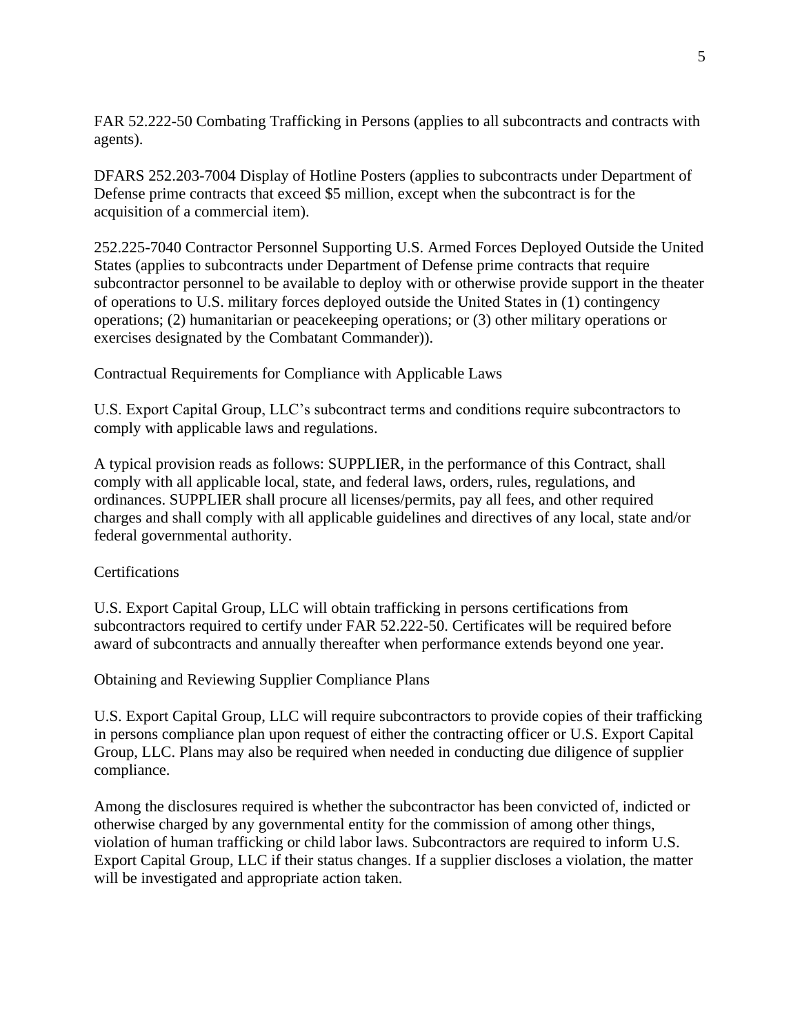FAR 52.222-50 Combating Trafficking in Persons (applies to all subcontracts and contracts with agents).

DFARS 252.203-7004 Display of Hotline Posters (applies to subcontracts under Department of Defense prime contracts that exceed $5 million, except when the subcontract is for the acquisition of a commercial item).

252.225-7040 Contractor Personnel Supporting U.S. Armed Forces Deployed Outside the United States (applies to subcontracts under Department of Defense prime contracts that require subcontractor personnel to be available to deploy with or otherwise provide support in the theater of operations to U.S. military forces deployed outside the United States in (1) contingency operations; (2) humanitarian or peacekeeping operations; or (3) other military operations or exercises designated by the Combatant Commander)).

## Contractual Requirements for Compliance with Applicable Laws

U.S. Export Capital Group, LLC's subcontract terms and conditions require subcontractors to comply with applicable laws and regulations.

A typical provision reads as follows: SUPPLIER, in the performance of this Contract, shall comply with all applicable local, state, and federal laws, orders, rules, regulations, and ordinances. SUPPLIER shall procure all licenses/permits, pay all fees, and other required charges and shall comply with all applicable guidelines and directives of any local, state and/or federal governmental authority.

## Certifications

U.S. Export Capital Group, LLC will obtain trafficking in persons certifications from subcontractors required to certify under FAR 52.222-50. Certificates will be required before award of subcontracts and annually thereafter when performance extends beyond one year.

## Obtaining and Reviewing Supplier Compliance Plans

U.S. Export Capital Group, LLC will require subcontractors to provide copies of their trafficking in persons compliance plan upon request of either the contracting officer or U.S. Export Capital Group, LLC. Plans may also be required when needed in conducting due diligence of supplier compliance.

Among the disclosures required is whether the subcontractor has been convicted of, indicted or otherwise charged by any governmental entity for the commission of among other things, violation of human trafficking or child labor laws. Subcontractors are required to inform U.S. Export Capital Group, LLC if their status changes. If a supplier discloses a violation, the matter will be investigated and appropriate action taken.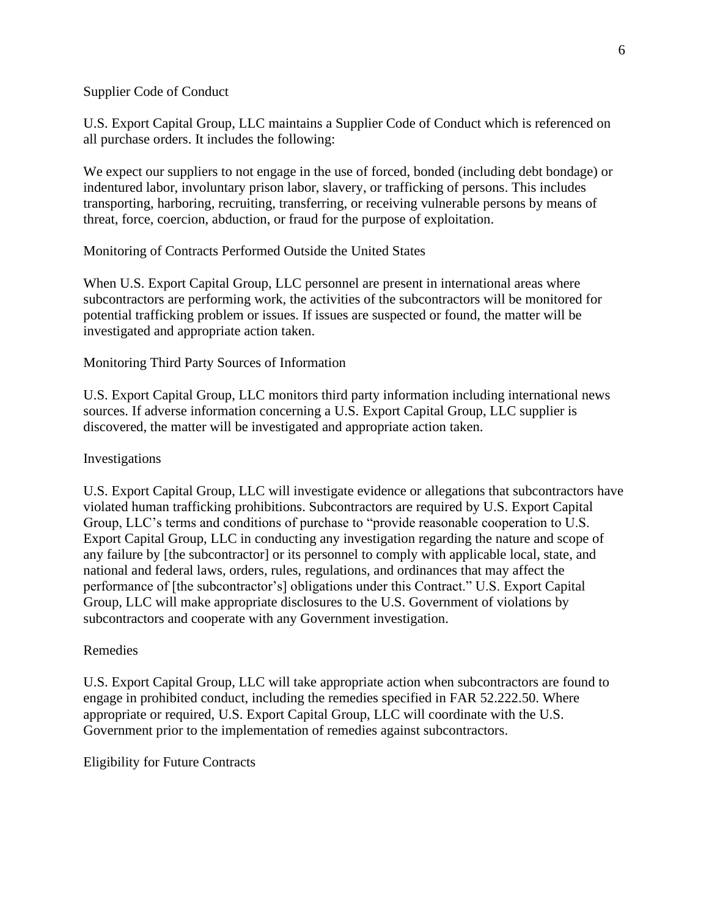## Supplier Code of Conduct

U.S. Export Capital Group, LLC maintains a Supplier Code of Conduct which is referenced on all purchase orders. It includes the following:

We expect our suppliers to not engage in the use of forced, bonded (including debt bondage) or indentured labor, involuntary prison labor, slavery, or trafficking of persons. This includes transporting, harboring, recruiting, transferring, or receiving vulnerable persons by means of threat, force, coercion, abduction, or fraud for the purpose of exploitation.

## Monitoring of Contracts Performed Outside the United States

When U.S. Export Capital Group, LLC personnel are present in international areas where subcontractors are performing work, the activities of the subcontractors will be monitored for potential trafficking problem or issues. If issues are suspected or found, the matter will be investigated and appropriate action taken.

## Monitoring Third Party Sources of Information

U.S. Export Capital Group, LLC monitors third party information including international news sources. If adverse information concerning a U.S. Export Capital Group, LLC supplier is discovered, the matter will be investigated and appropriate action taken.

## Investigations

U.S. Export Capital Group, LLC will investigate evidence or allegations that subcontractors have violated human trafficking prohibitions. Subcontractors are required by U.S. Export Capital Group, LLC's terms and conditions of purchase to "provide reasonable cooperation to U.S. Export Capital Group, LLC in conducting any investigation regarding the nature and scope of any failure by [the subcontractor] or its personnel to comply with applicable local, state, and national and federal laws, orders, rules, regulations, and ordinances that may affect the performance of [the subcontractor's] obligations under this Contract." U.S. Export Capital Group, LLC will make appropriate disclosures to the U.S. Government of violations by subcontractors and cooperate with any Government investigation.

## Remedies

U.S. Export Capital Group, LLC will take appropriate action when subcontractors are found to engage in prohibited conduct, including the remedies specified in FAR 52.222.50. Where appropriate or required, U.S. Export Capital Group, LLC will coordinate with the U.S. Government prior to the implementation of remedies against subcontractors.

## Eligibility for Future Contracts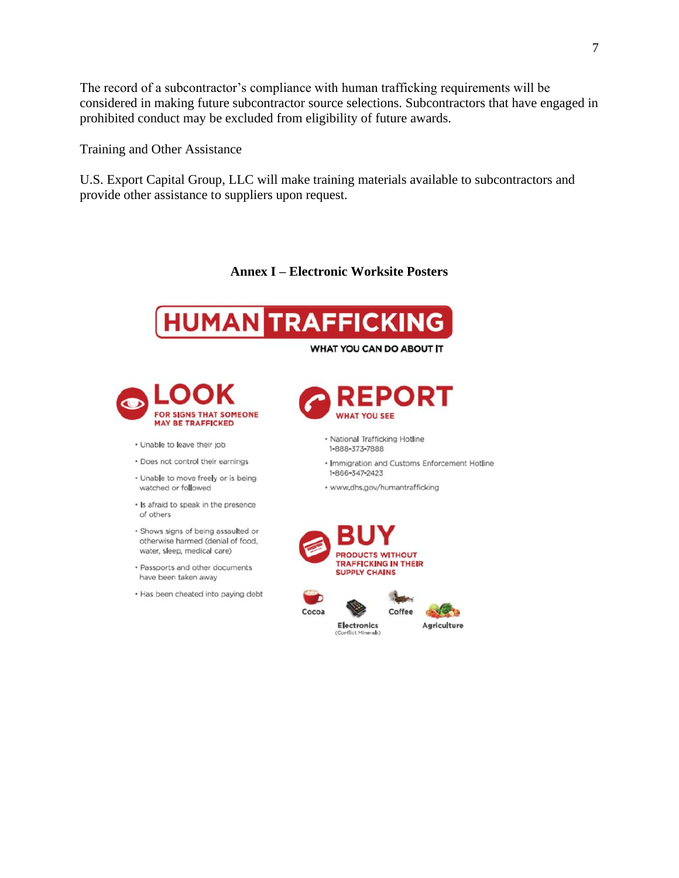The record of a subcontractor's compliance with human trafficking requirements will be considered in making future subcontractor source selections. Subcontractors that have engaged in prohibited conduct may be excluded from eligibility of future awards.

Training and Other Assistance

U.S. Export Capital Group, LLC will make training materials available to subcontractors and provide other assistance to suppliers upon request.

## Annex I – Electronic Worksite Posters

# HUMAN TRAFFICKING

**WHAT YOU CAN DO ABOUT IT**

## LOOK

**FOR SIGNS THAT SOMEONE MAY BE TRAFFICKED**

- Unable to leave their job
- Does not control their earnings
- Unable to move freely or is being watched or followed
- Is afraid to speak in the presence of others
- Shows signs of being assaulted or otherwise harmed (denial of food, water, sleep, medical care)
- Passports and other documents have been taken away
- Has been cheated into paying debt

## REPORT

**WHAT YOU SEE**

- National Trafficking Hotline 1-888-373-7888
- Immigration and Customs Enforcement Hotline 1-866-347-2423
- www.dhs.gov/humantrafficking

## BUY

**PRODUCTS WITHOUT TRAFFICKING IN THEIR SUPPLY CHAINS**

Cocoa

Electronics (Conflict Minerals)

Coffee

Agriculture